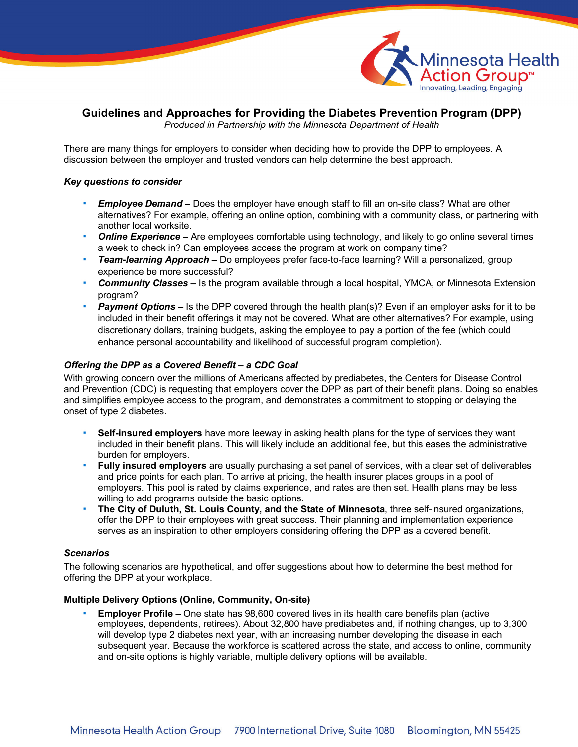# Guidelines and Approaches for Providing the Diabetes Prevention Program (DPP)

*Produced in Partnership with the Minnesota Department of Health*

There are many things for employers to consider when deciding how to provide the DPP to employees. A discussion between the employer and trusted vendors can help determine the best approach.

***Key questions to consider***

- ***Employee Demand –*** Does the employer have enough staff to fill an on-site class? What are other alternatives? For example, offering an online option, combining with a community class, or partnering with another local worksite.
- ***Online Experience –*** Are employees comfortable using technology, and likely to go online several times a week to check in? Can employees access the program at work on company time?
- ***Team-learning Approach –*** Do employees prefer face-to-face learning? Will a personalized, group experience be more successful?
- ***Community Classes –*** Is the program available through a local hospital, YMCA, or Minnesota Extension program?
- ***Payment Options –*** Is the DPP covered through the health plan(s)? Even if an employer asks for it to be included in their benefit offerings it may not be covered. What are other alternatives? For example, using discretionary dollars, training budgets, asking the employee to pay a portion of the fee (which could enhance personal accountability and likelihood of successful program completion).

***Offering the DPP as a Covered Benefit – a CDC Goal***

With growing concern over the millions of Americans affected by prediabetes, the Centers for Disease Control and Prevention (CDC) is requesting that employers cover the DPP as part of their benefit plans. Doing so enables and simplifies employee access to the program, and demonstrates a commitment to stopping or delaying the onset of type 2 diabetes.

- **Self-insured employers** have more leeway in asking health plans for the type of services they want included in their benefit plans. This will likely include an additional fee, but this eases the administrative burden for employers.
- **Fully insured employers** are usually purchasing a set panel of services, with a clear set of deliverables and price points for each plan. To arrive at pricing, the health insurer places groups in a pool of employers. This pool is rated by claims experience, and rates are then set. Health plans may be less willing to add programs outside the basic options.
- **The City of Duluth, St. Louis County, and the State of Minnesota**, three self-insured organizations, offer the DPP to their employees with great success. Their planning and implementation experience serves as an inspiration to other employers considering offering the DPP as a covered benefit.

***Scenarios***

The following scenarios are hypothetical, and offer suggestions about how to determine the best method for offering the DPP at your workplace.

**Multiple Delivery Options (Online, Community, On-site)**

- **Employer Profile –** One state has 98,600 covered lives in its health care benefits plan (active employees, dependents, retirees). About 32,800 have prediabetes and, if nothing changes, up to 3,300 will develop type 2 diabetes next year, with an increasing number developing the disease in each subsequent year. Because the workforce is scattered across the state, and access to online, community and on-site options is highly variable, multiple delivery options will be available.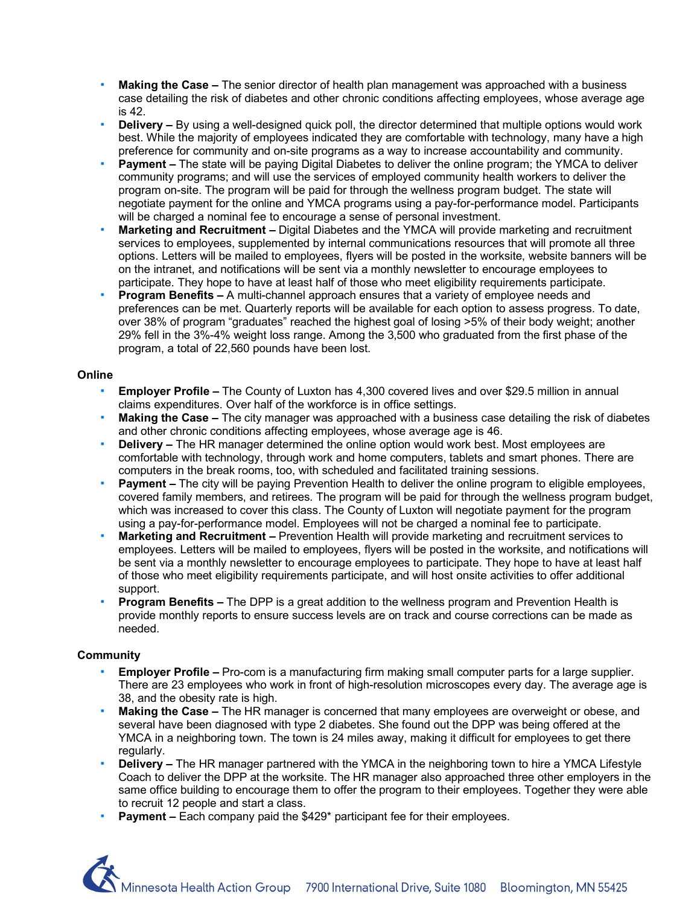- **Making the Case –** The senior director of health plan management was approached with a business case detailing the risk of diabetes and other chronic conditions affecting employees, whose average age is 42.
- **Delivery –** By using a well-designed quick poll, the director determined that multiple options would work best. While the majority of employees indicated they are comfortable with technology, many have a high preference for community and on-site programs as a way to increase accountability and community.
- **Payment –** The state will be paying Digital Diabetes to deliver the online program; the YMCA to deliver community programs; and will use the services of employed community health workers to deliver the program on-site. The program will be paid for through the wellness program budget. The state will negotiate payment for the online and YMCA programs using a pay-for-performance model. Participants will be charged a nominal fee to encourage a sense of personal investment.
- **Marketing and Recruitment –** Digital Diabetes and the YMCA will provide marketing and recruitment services to employees, supplemented by internal communications resources that will promote all three options. Letters will be mailed to employees, flyers will be posted in the worksite, website banners will be on the intranet, and notifications will be sent via a monthly newsletter to encourage employees to participate. They hope to have at least half of those who meet eligibility requirements participate.
- **Program Benefits –** A multi-channel approach ensures that a variety of employee needs and preferences can be met. Quarterly reports will be available for each option to assess progress. To date, over 38% of program "graduates" reached the highest goal of losing >5% of their body weight; another 29% fell in the 3%-4% weight loss range. Among the 3,500 who graduated from the first phase of the program, a total of 22,560 pounds have been lost.

**Online**

- **Employer Profile –** The County of Luxton has 4,300 covered lives and over $29.5 million in annual claims expenditures. Over half of the workforce is in office settings.
- **Making the Case –** The city manager was approached with a business case detailing the risk of diabetes and other chronic conditions affecting employees, whose average age is 46.
- **Delivery –** The HR manager determined the online option would work best. Most employees are comfortable with technology, through work and home computers, tablets and smart phones. There are computers in the break rooms, too, with scheduled and facilitated training sessions.
- **Payment –** The city will be paying Prevention Health to deliver the online program to eligible employees, covered family members, and retirees. The program will be paid for through the wellness program budget, which was increased to cover this class. The County of Luxton will negotiate payment for the program using a pay-for-performance model. Employees will not be charged a nominal fee to participate.
- **Marketing and Recruitment –** Prevention Health will provide marketing and recruitment services to employees. Letters will be mailed to employees, flyers will be posted in the worksite, and notifications will be sent via a monthly newsletter to encourage employees to participate. They hope to have at least half of those who meet eligibility requirements participate, and will host onsite activities to offer additional support.
- **Program Benefits –** The DPP is a great addition to the wellness program and Prevention Health is provide monthly reports to ensure success levels are on track and course corrections can be made as needed.

**Community**

- **Employer Profile –** Pro-com is a manufacturing firm making small computer parts for a large supplier. There are 23 employees who work in front of high-resolution microscopes every day. The average age is 38, and the obesity rate is high.
- **Making the Case –** The HR manager is concerned that many employees are overweight or obese, and several have been diagnosed with type 2 diabetes. She found out the DPP was being offered at the YMCA in a neighboring town. The town is 24 miles away, making it difficult for employees to get there regularly.
- **Delivery –** The HR manager partnered with the YMCA in the neighboring town to hire a YMCA Lifestyle Coach to deliver the DPP at the worksite. The HR manager also approached three other employers in the same office building to encourage them to offer the program to their employees. Together they were able to recruit 12 people and start a class.
- **Payment –** Each company paid the $429* participant fee for their employees.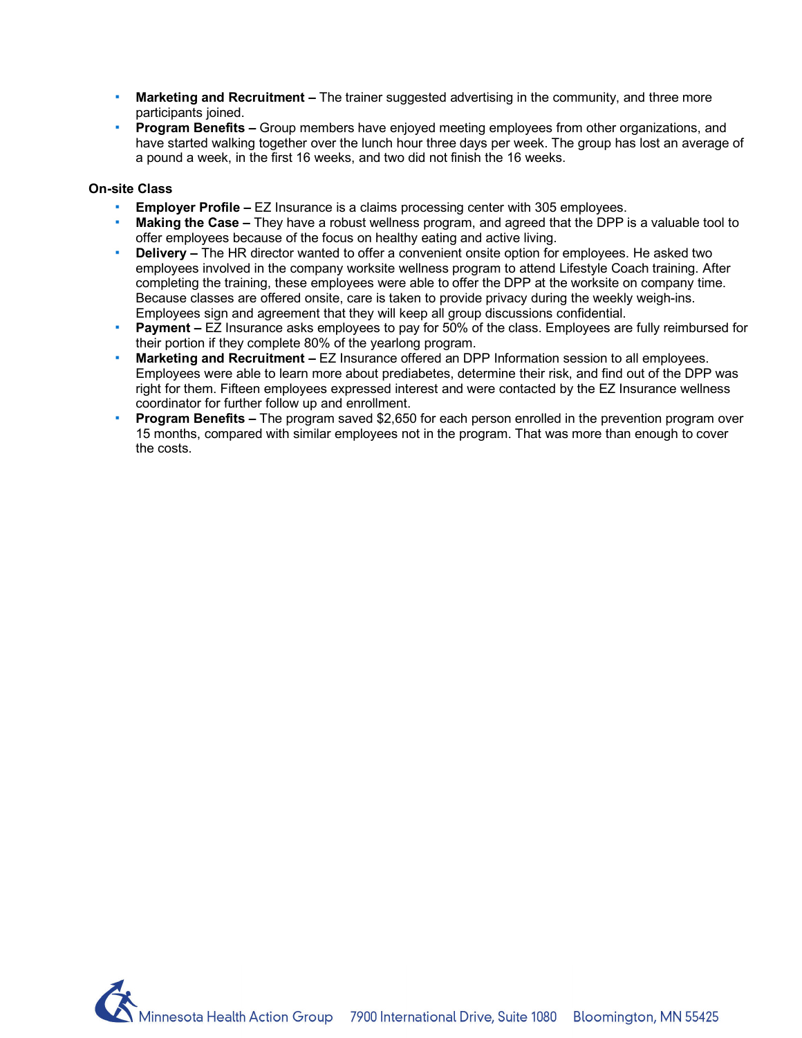- **Marketing and Recruitment –** The trainer suggested advertising in the community, and three more participants joined.
- **Program Benefits –** Group members have enjoyed meeting employees from other organizations, and have started walking together over the lunch hour three days per week. The group has lost an average of a pound a week, in the first 16 weeks, and two did not finish the 16 weeks.

**On-site Class**

- **Employer Profile –** EZ Insurance is a claims processing center with 305 employees.
- **Making the Case –** They have a robust wellness program, and agreed that the DPP is a valuable tool to offer employees because of the focus on healthy eating and active living.
- **Delivery –** The HR director wanted to offer a convenient onsite option for employees. He asked two employees involved in the company worksite wellness program to attend Lifestyle Coach training. After completing the training, these employees were able to offer the DPP at the worksite on company time. Because classes are offered onsite, care is taken to provide privacy during the weekly weigh-ins. Employees sign and agreement that they will keep all group discussions confidential.
- **Payment –** EZ Insurance asks employees to pay for 50% of the class. Employees are fully reimbursed for their portion if they complete 80% of the yearlong program.
- **Marketing and Recruitment –** EZ Insurance offered an DPP Information session to all employees. Employees were able to learn more about prediabetes, determine their risk, and find out of the DPP was right for them. Fifteen employees expressed interest and were contacted by the EZ Insurance wellness coordinator for further follow up and enrollment.
- **Program Benefits –** The program saved $2,650 for each person enrolled in the prevention program over 15 months, compared with similar employees not in the program. That was more than enough to cover the costs.